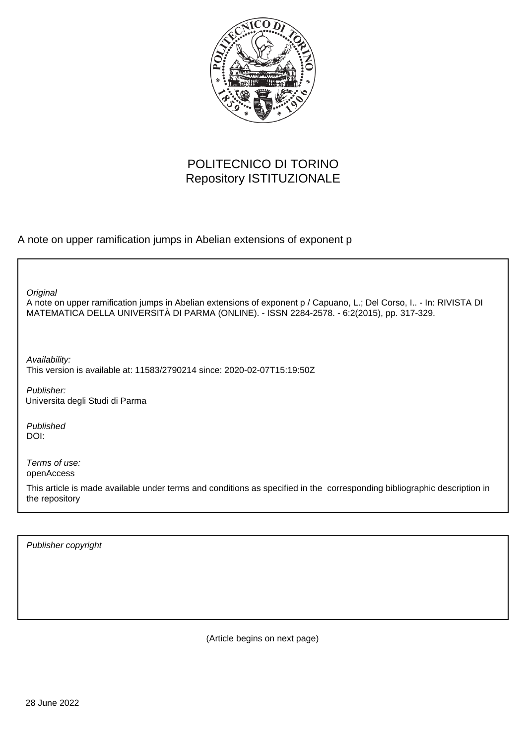POLITECNICO DI TORINO
Repository ISTITUZIONALE

A note on upper ramification jumps in Abelian extensions of exponent p

*Original*
A note on upper ramification jumps in Abelian extensions of exponent p / Capuano, L.; Del Corso, I.. - In: RIVISTA DI MATEMATICA DELLA UNIVERSITÀ DI PARMA (ONLINE). - ISSN 2284-2578. - 6:2(2015), pp. 317-329.

*Availability:*
This version is available at: 11583/2790214 since: 2020-02-07T15:19:50Z

*Publisher:*
Universita degli Studi di Parma

*Published*
DOI:

*Terms of use:*
openAccess

This article is made available under terms and conditions as specified in the corresponding bibliographic description in the repository

*Publisher copyright*

(Article begins on next page)

28 June 2022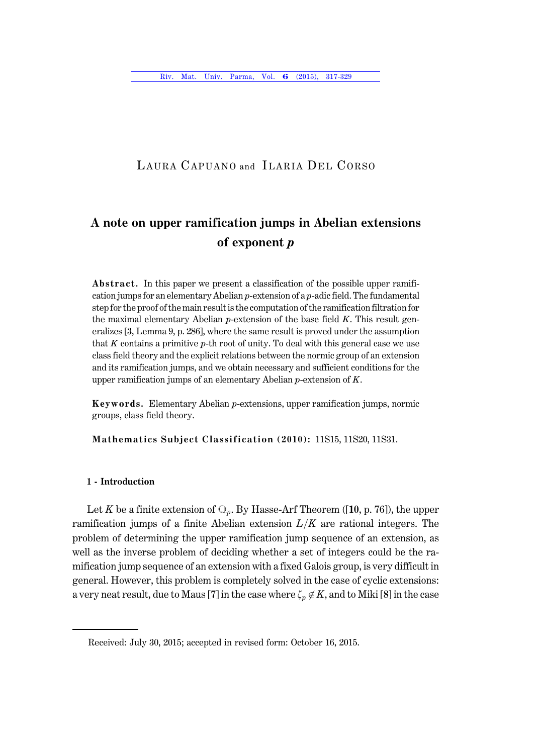# A note on upper ramification jumps in Abelian extensions of exponent $p$

**Abstract.** In this paper we present a classification of the possible upper ramification jumps for an elementary Abelian $p$-extension of a $p$-adic field. The fundamental step for the proof of the main result is the computation of the ramification filtration for the maximal elementary Abelian $p$-extension of the base field $K$. This result generalizes [3, Lemma 9, p. 286], where the same result is proved under the assumption that $K$ contains a primitive $p$-th root of unity. To deal with this general case we use class field theory and the explicit relations between the normic group of an extension and its ramification jumps, and we obtain necessary and sufficient conditions for the upper ramification jumps of an elementary Abelian $p$-extension of $K$.

**Keywords.** Elementary Abelian $p$-extensions, upper ramification jumps, normic groups, class field theory.

**Mathematics Subject Classification (2010):** 11S15, 11S20, 11S31.

## 1 - Introduction

Let $K$ be a finite extension of $\mathbb{Q}_p$. By Hasse-Arf Theorem ([10, p. 76]), the upper ramification jumps of a finite Abelian extension $L/K$ are rational integers. The problem of determining the upper ramification jump sequence of an extension, as well as the inverse problem of deciding whether a set of integers could be the ramification jump sequence of an extension with a fixed Galois group, is very difficult in general. However, this problem is completely solved in the case of cyclic extensions: a very neat result, due to Maus [7] in the case where $\zeta_p \notin K$, and to Miki [8] in the case

Received: July 30, 2015; accepted in revised form: October 16, 2015.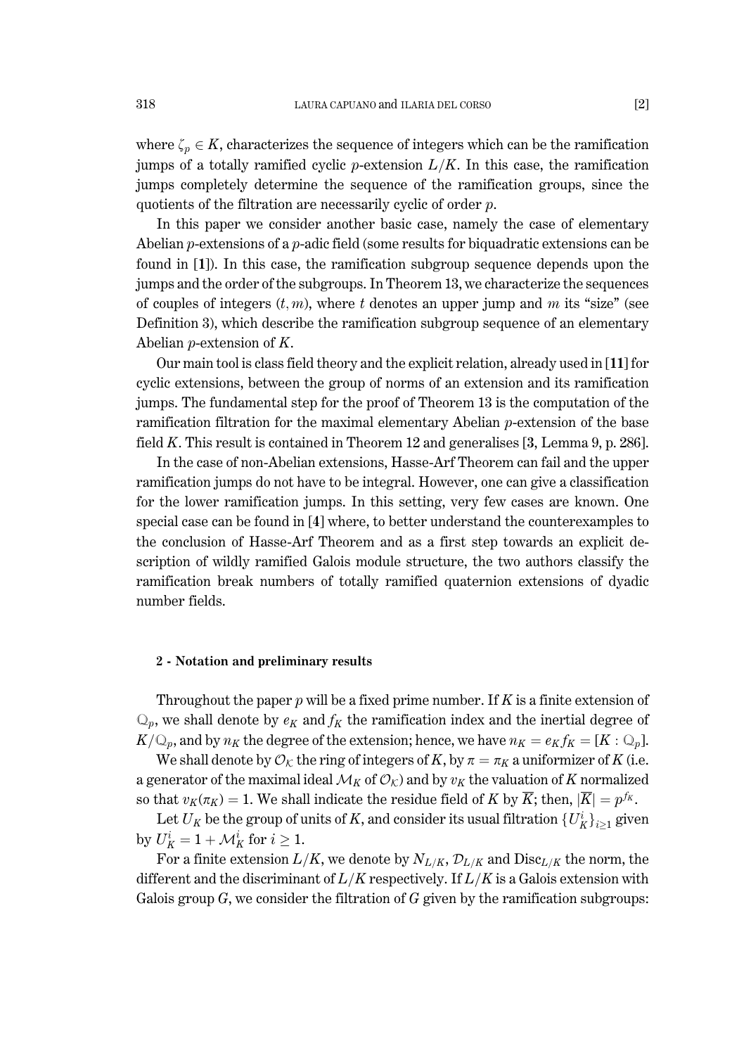where $\zeta_p \in K$, characterizes the sequence of integers which can be the ramification jumps of a totally ramified cyclic $p$-extension $L/K$. In this case, the ramification jumps completely determine the sequence of the ramification groups, since the quotients of the filtration are necessarily cyclic of order $p$.

In this paper we consider another basic case, namely the case of elementary Abelian $p$-extensions of a $p$-adic field (some results for biquadratic extensions can be found in [**1**]). In this case, the ramification subgroup sequence depends upon the jumps and the order of the subgroups. In Theorem 13, we characterize the sequences of couples of integers $(t, m)$, where $t$ denotes an upper jump and $m$ its "size" (see Definition 3), which describe the ramification subgroup sequence of an elementary Abelian $p$-extension of $K$.

Our main tool is class field theory and the explicit relation, already used in [**11**] for cyclic extensions, between the group of norms of an extension and its ramification jumps. The fundamental step for the proof of Theorem 13 is the computation of the ramification filtration for the maximal elementary Abelian $p$-extension of the base field $K$. This result is contained in Theorem 12 and generalises [**3**, Lemma 9, p. 286].

In the case of non-Abelian extensions, Hasse-Arf Theorem can fail and the upper ramification jumps do not have to be integral. However, one can give a classification for the lower ramification jumps. In this setting, very few cases are known. One special case can be found in [**4**] where, to better understand the counterexamples to the conclusion of Hasse-Arf Theorem and as a first step towards an explicit description of wildly ramified Galois module structure, the two authors classify the ramification break numbers of totally ramified quaternion extensions of dyadic number fields.

## 2 - Notation and preliminary results

Throughout the paper $p$ will be a fixed prime number. If $K$ is a finite extension of $\mathbb{Q}_p$, we shall denote by $e_K$ and $f_K$ the ramification index and the inertial degree of $K/\mathbb{Q}_p$, and by $n_K$ the degree of the extension; hence, we have $n_K = e_K f_K = [K : \mathbb{Q}_p]$.

We shall denote by $\mathcal{O}_K$ the ring of integers of $K$, by $\pi = \pi_K$ a uniformizer of $K$ (i.e. a generator of the maximal ideal $\mathcal{M}_K$ of $\mathcal{O}_K$) and by $v_K$ the valuation of $K$ normalized so that $v_K(\pi_K) = 1$. We shall indicate the residue field of $K$ by $\overline{K}$; then, $|\overline{K}| = p^{f_K}$.

Let $U_K$ be the group of units of $K$, and consider its usual filtration $\{U_K^i\}_{i \geq 1}$ given by $U_K^i = 1 + \mathcal{M}_K^i$ for $i \geq 1$.

For a finite extension $L/K$, we denote by $N_{L/K}$, $\mathcal{D}_{L/K}$ and $\mathrm{Disc}_{L/K}$ the norm, the different and the discriminant of $L/K$ respectively. If $L/K$ is a Galois extension with Galois group $G$, we consider the filtration of $G$ given by the ramification subgroups: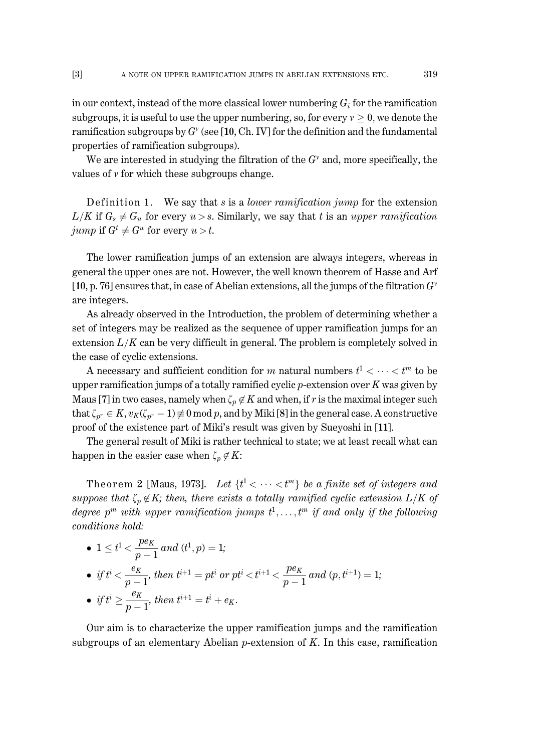in our context, instead of the more classical lower numbering $G_i$ for the ramification subgroups, it is useful to use the upper numbering, so, for every $v \geq 0$, we denote the ramification subgroups by $G^v$ (see [**10**, Ch. IV] for the definition and the fundamental properties of ramification subgroups).

We are interested in studying the filtration of the $G^v$ and, more specifically, the values of $v$ for which these subgroups change.

Definition 1. We say that $s$ is a *lower ramification jump* for the extension $L/K$ if $G_s \neq G_u$ for every $u > s$. Similarly, we say that $t$ is an *upper ramification jump* if $G^t \neq G^u$ for every $u > t$.

The lower ramification jumps of an extension are always integers, whereas in general the upper ones are not. However, the well known theorem of Hasse and Arf [**10**, p. 76] ensures that, in case of Abelian extensions, all the jumps of the filtration $G^v$ are integers.

As already observed in the Introduction, the problem of determining whether a set of integers may be realized as the sequence of upper ramification jumps for an extension $L/K$ can be very difficult in general. The problem is completely solved in the case of cyclic extensions.

A necessary and sufficient condition for $m$ natural numbers $t^1 < \cdots < t^m$ to be upper ramification jumps of a totally ramified cyclic $p$-extension over $K$ was given by Maus [**7**] in two cases, namely when $\zeta_p \notin K$ and when, if $r$ is the maximal integer such that $\zeta_{p^r} \in K$, $v_K(\zeta_{p^r} - 1) \not\equiv 0 \bmod p$, and by Miki [**8**] in the general case. A constructive proof of the existence part of Miki's result was given by Sueyoshi in [**11**].

The general result of Miki is rather technical to state; we at least recall what can happen in the easier case when $\zeta_p \notin K$:

Theorem 2 [Maus, 1973]. *Let $\{t^1 < \cdots < t^m\}$ be a finite set of integers and suppose that $\zeta_p \notin K$; then, there exists a totally ramified cyclic extension $L/K$ of degree $p^m$ with upper ramification jumps $t^1, \ldots, t^m$ if and only if the following conditions hold:*

- $1 \leq t^1 < \dfrac{pe_K}{p-1}$ *and* $(t^1, p) = 1$*;*
- *if* $t^i < \dfrac{e_K}{p-1}$*, then* $t^{i+1} = pt^i$ *or* $pt^i < t^{i+1} < \dfrac{pe_K}{p-1}$ *and* $(p, t^{i+1}) = 1$*;*
- *if* $t^i \geq \dfrac{e_K}{p-1}$*, then* $t^{i+1} = t^i + e_K$*.*

Our aim is to characterize the upper ramification jumps and the ramification subgroups of an elementary Abelian $p$-extension of $K$. In this case, ramification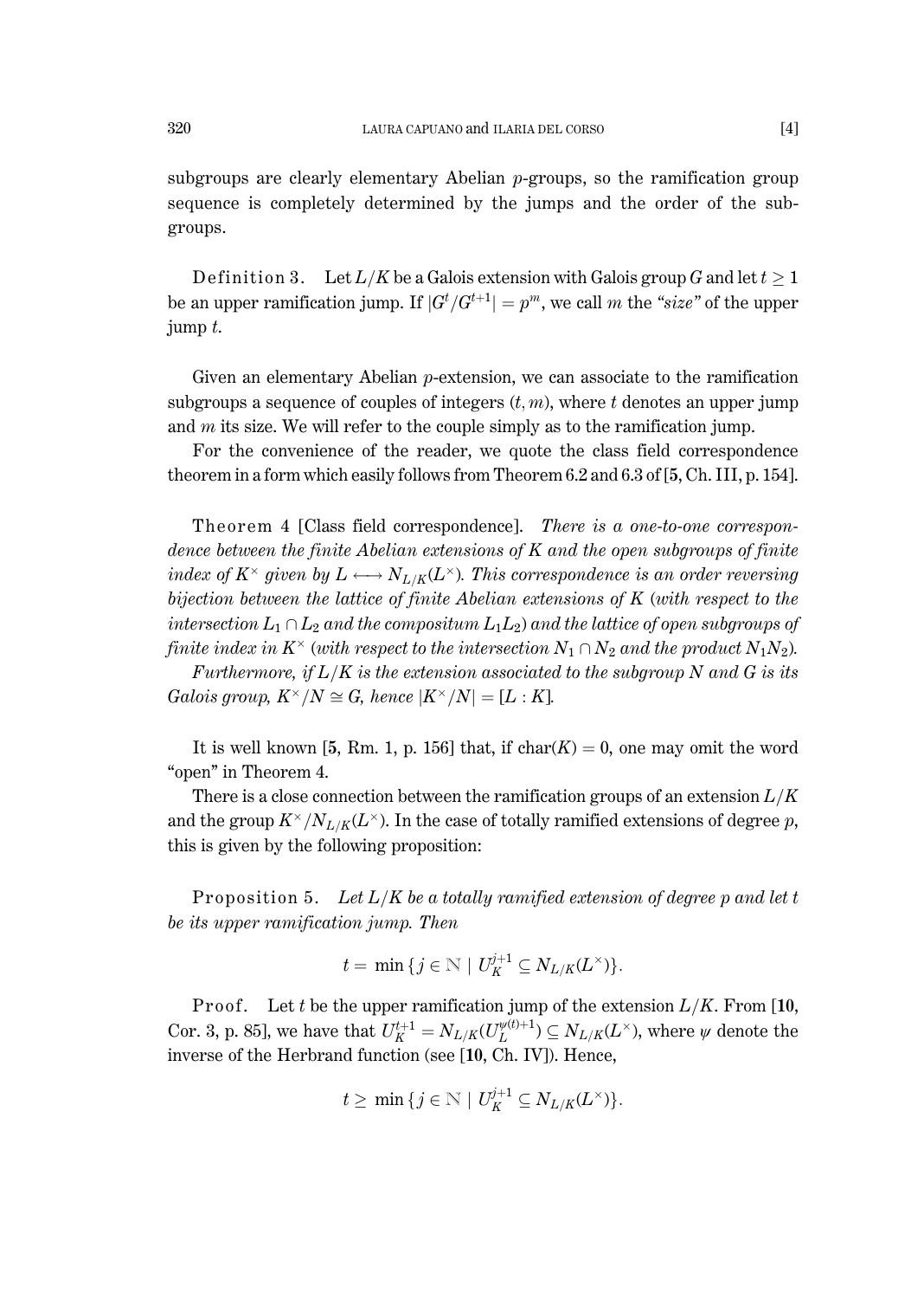subgroups are clearly elementary Abelian $p$-groups, so the ramification group sequence is completely determined by the jumps and the order of the subgroups.

Definition 3. Let $L/K$ be a Galois extension with Galois group $G$ and let $t \geq 1$ be an upper ramification jump. If $|G^t/G^{t+1}| = p^m$, we call $m$ the *"size"* of the upper jump $t$.

Given an elementary Abelian $p$-extension, we can associate to the ramification subgroups a sequence of couples of integers $(t, m)$, where $t$ denotes an upper jump and $m$ its size. We will refer to the couple simply as to the ramification jump.

For the convenience of the reader, we quote the class field correspondence theorem in a form which easily follows from Theorem 6.2 and 6.3 of [**5**, Ch. III, p. 154].

Theorem 4 [Class field correspondence]. *There is a one-to-one correspondence between the finite Abelian extensions of $K$ and the open subgroups of finite index of $K^\times$ given by $L \longleftrightarrow N_{L/K}(L^\times)$. This correspondence is an order reversing bijection between the lattice of finite Abelian extensions of $K$ (with respect to the intersection $L_1 \cap L_2$ and the compositum $L_1L_2$) and the lattice of open subgroups of finite index in $K^\times$ (with respect to the intersection $N_1 \cap N_2$ and the product $N_1N_2$).*

*Furthermore, if $L/K$ is the extension associated to the subgroup $N$ and $G$ is its Galois group, $K^\times/N \cong G$, hence $|K^\times/N| = [L : K]$.*

It is well known [**5**, Rm. 1, p. 156] that, if $\mathrm{char}(K) = 0$, one may omit the word "open" in Theorem 4.

There is a close connection between the ramification groups of an extension $L/K$ and the group $K^\times/N_{L/K}(L^\times)$. In the case of totally ramified extensions of degree $p$, this is given by the following proposition:

Proposition 5. *Let $L/K$ be a totally ramified extension of degree $p$ and let $t$ be its upper ramification jump. Then*

$$t = \min \{ j \in \mathbb{N} \mid U_K^{j+1} \subseteq N_{L/K}(L^\times) \}.$$

Proof. Let $t$ be the upper ramification jump of the extension $L/K$. From [**10**, Cor. 3, p. 85], we have that $U_K^{t+1} = N_{L/K}(U_L^{\psi(t)+1}) \subseteq N_{L/K}(L^\times)$, where $\psi$ denote the inverse of the Herbrand function (see [**10**, Ch. IV]). Hence,

$$t \geq \min \{ j \in \mathbb{N} \mid U_K^{j+1} \subseteq N_{L/K}(L^\times) \}.$$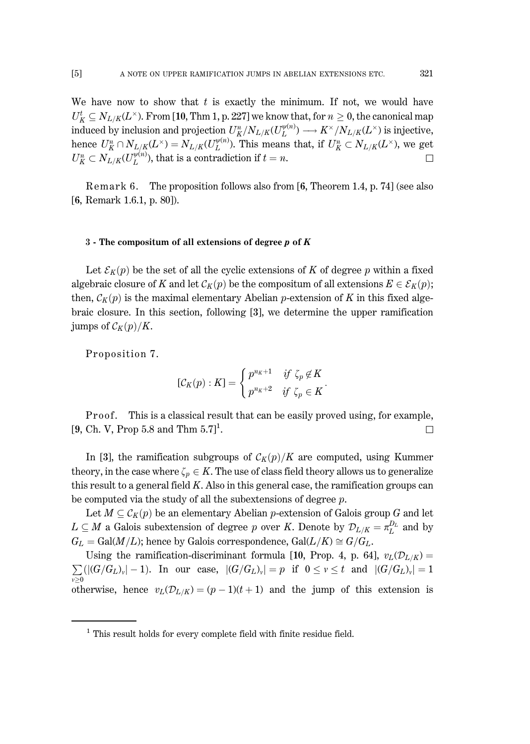We have now to show that $t$ is exactly the minimum. If not, we would have $U_K^t \subseteq N_{L/K}(L^\times)$. From [**10**, Thm 1, p. 227] we know that, for $n \geq 0$, the canonical map induced by inclusion and projection $U_K^n / N_{L/K}(U_L^{\psi(n)}) \longrightarrow K^\times / N_{L/K}(L^\times)$ is injective, hence $U_K^n \cap N_{L/K}(L^\times) = N_{L/K}(U_L^{\psi(n)})$. This means that, if $U_K^n \subset N_{L/K}(L^\times)$, we get $U_K^n \subset N_{L/K}(U_L^{\psi(n)})$, that is a contradiction if $t = n$. $\square$

Remark 6. The proposition follows also from [**6**, Theorem 1.4, p. 74] (see also [**6**, Remark 1.6.1, p. 80]).

### 3 - The compositum of all extensions of degree *p* of *K*

Let $\mathcal{E}_K(p)$ be the set of all the cyclic extensions of $K$ of degree $p$ within a fixed algebraic closure of $K$ and let $\mathcal{C}_K(p)$ be the compositum of all extensions $E \in \mathcal{E}_K(p)$; then, $\mathcal{C}_K(p)$ is the maximal elementary Abelian $p$-extension of $K$ in this fixed algebraic closure. In this section, following [**3**], we determine the upper ramification jumps of $\mathcal{C}_K(p)/K$.

Proposition 7.

$$[\mathcal{C}_K(p) : K] = \begin{cases} p^{n_K+1} & \textit{if } \zeta_p \notin K \\ p^{n_K+2} & \textit{if } \zeta_p \in K \end{cases}.$$

Proof. This is a classical result that can be easily proved using, for example, [**9**, Ch. V, Prop 5.8 and Thm 5.7][1]. $\square$

In [**3**], the ramification subgroups of $\mathcal{C}_K(p)/K$ are computed, using Kummer theory, in the case where $\zeta_p \in K$. The use of class field theory allows us to generalize this result to a general field $K$. Also in this general case, the ramification groups can be computed via the study of all the subextensions of degree $p$.

Let $M \subseteq \mathcal{C}_K(p)$ be an elementary Abelian $p$-extension of Galois group $G$ and let $L \subseteq M$ a Galois subextension of degree $p$ over $K$. Denote by $\mathcal{D}_{L/K} = \pi_L^{D_L}$ and by $G_L = \mathrm{Gal}(M/L)$; hence by Galois correspondence, $\mathrm{Gal}(L/K) \cong G/G_L$.

Using the ramification-discriminant formula [**10**, Prop. 4, p. 64], $v_L(\mathcal{D}_{L/K}) = \sum_{v \geq 0} (|(G/G_L)_v| - 1)$. In our case, $|(G/G_L)_v| = p$ if $0 \leq v \leq t$ and $|(G/G_L)_v| = 1$ otherwise, hence $v_L(\mathcal{D}_{L/K}) = (p-1)(t+1)$ and the jump of this extension is

[1] This result holds for every complete field with finite residue field.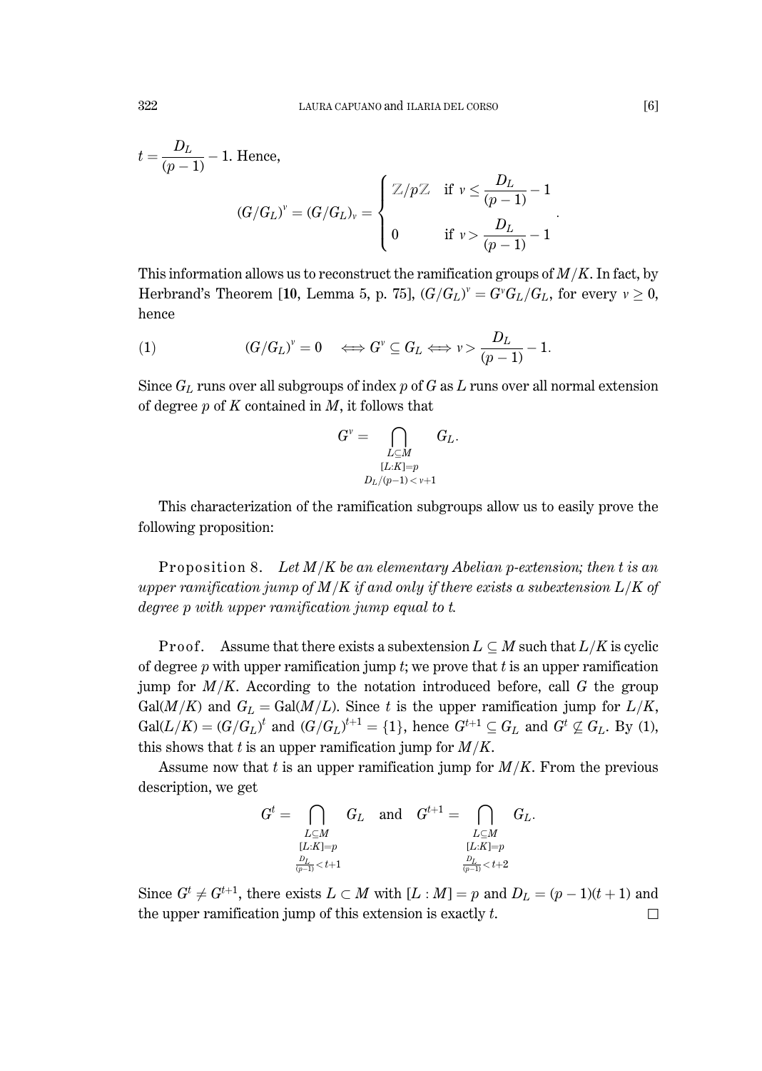$t = \dfrac{D_L}{(p-1)} - 1$. Hence,

$$(G/G_L)^v = (G/G_L)_v = \begin{cases} \mathbb{Z}/p\mathbb{Z} & \text{if } v \leq \dfrac{D_L}{(p-1)} - 1 \\ 0 & \text{if } v > \dfrac{D_L}{(p-1)} - 1 \end{cases}.$$

This information allows us to reconstruct the ramification groups of $M/K$. In fact, by Herbrand's Theorem [**10**, Lemma 5, p. 75], $(G/G_L)^v = G^v G_L/G_L$, for every $v \geq 0$, hence

$$(G/G_L)^v = 0 \iff G^v \subseteq G_L \iff v > \frac{D_L}{(p-1)} - 1. \tag{1}$$

Since $G_L$ runs over all subgroups of index $p$ of $G$ as $L$ runs over all normal extension of degree $p$ of $K$ contained in $M$, it follows that

$$G^v = \bigcap_{\substack{L \subseteq M \\ [L:K]=p \\ D_L/(p-1) < v+1}} G_L.$$

This characterization of the ramification subgroups allow us to easily prove the following proposition:

Proposition 8. *Let $M/K$ be an elementary Abelian $p$-extension; then $t$ is an upper ramification jump of $M/K$ if and only if there exists a subextension $L/K$ of degree $p$ with upper ramification jump equal to $t$.*

Proof. Assume that there exists a subextension $L \subseteq M$ such that $L/K$ is cyclic of degree $p$ with upper ramification jump $t$; we prove that $t$ is an upper ramification jump for $M/K$. According to the notation introduced before, call $G$ the group $\mathrm{Gal}(M/K)$ and $G_L = \mathrm{Gal}(M/L)$. Since $t$ is the upper ramification jump for $L/K$, $\mathrm{Gal}(L/K) = (G/G_L)^t$ and $(G/G_L)^{t+1} = \{1\}$, hence $G^{t+1} \subseteq G_L$ and $G^t \not\subseteq G_L$. By (1), this shows that $t$ is an upper ramification jump for $M/K$.

Assume now that $t$ is an upper ramification jump for $M/K$. From the previous description, we get

$$G^t = \bigcap_{\substack{L \subseteq M \\ [L:K]=p \\ \frac{D_L}{(p-1)} < t+1}} G_L \quad \text{and} \quad G^{t+1} = \bigcap_{\substack{L \subseteq M \\ [L:K]=p \\ \frac{D_L}{(p-1)} < t+2}} G_L.$$

Since $G^t \neq G^{t+1}$, there exists $L \subset M$ with $[L : M] = p$ and $D_L = (p-1)(t+1)$ and the upper ramification jump of this extension is exactly $t$. $\square$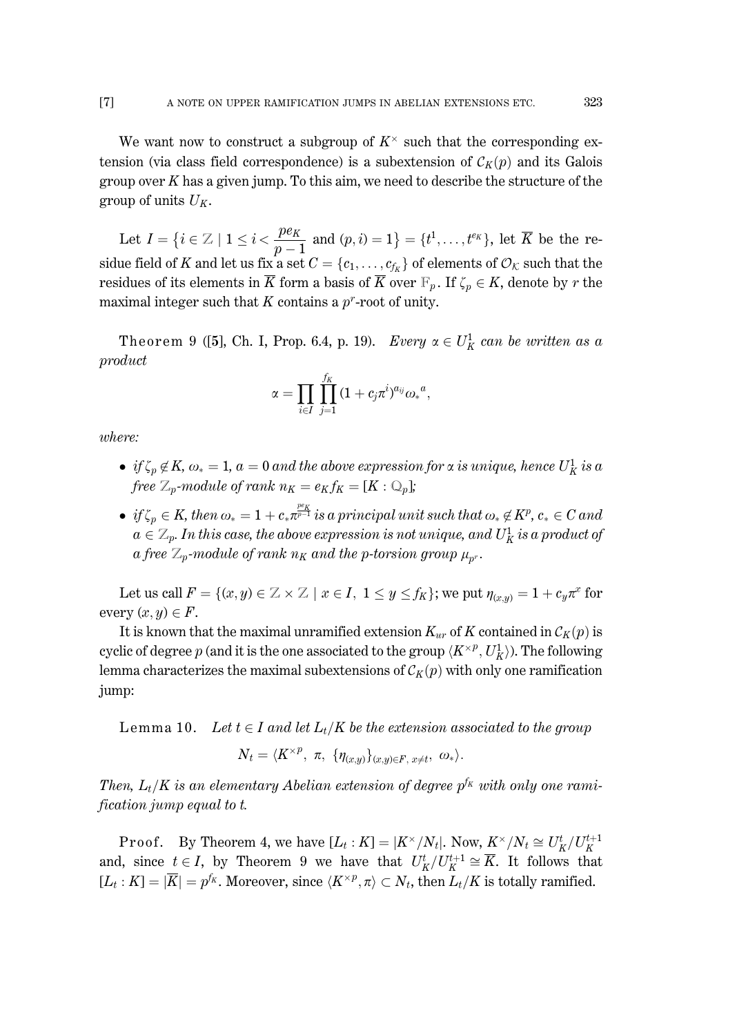We want now to construct a subgroup of $K^\times$ such that the corresponding extension (via class field correspondence) is a subextension of $\mathcal{C}_K(p)$ and its Galois group over $K$ has a given jump. To this aim, we need to describe the structure of the group of units $U_K$.

Let $I = \{i \in \mathbb{Z} \mid 1 \le i < \frac{pe_K}{p-1} \text{ and } (p,i) = 1\} = \{t^1, \ldots, t^{e_K}\}$, let $\overline{K}$ be the residue field of $K$ and let us fix a set $C = \{c_1, \ldots, c_{f_K}\}$ of elements of $\mathcal{O}_\mathcal{K}$ such that the residues of its elements in $\overline{K}$ form a basis of $\overline{K}$ over $\mathbb{F}_p$. If $\zeta_p \in K$, denote by $r$ the maximal integer such that $K$ contains a $p^r$-root of unity.

Theorem 9 ([5], Ch. I, Prop. 6.4, p. 19). *Every $\alpha \in U_K^1$ can be written as a product*

$$\alpha = \prod_{i \in I} \prod_{j=1}^{f_K} (1 + c_j \pi^i)^{a_{ij}} {\omega_*}^a,$$

*where:*

- *if $\zeta_p \notin K$, $\omega_* = 1$, $a = 0$ and the above expression for $\alpha$ is unique, hence $U_K^1$ is a free $\mathbb{Z}_p$-module of rank $n_K = e_K f_K = [K : \mathbb{Q}_p]$;*
- *if $\zeta_p \in K$, then $\omega_* = 1 + c_* \pi^{\frac{pe_K}{p-1}}$ is a principal unit such that $\omega_* \notin K^p$, $c_* \in C$ and $a \in \mathbb{Z}_p$. In this case, the above expression is not unique, and $U_K^1$ is a product of a free $\mathbb{Z}_p$-module of rank $n_K$ and the $p$-torsion group $\mu_{p^r}$.*

Let us call $F = \{(x, y) \in \mathbb{Z} \times \mathbb{Z} \mid x \in I,\ 1 \le y \le f_K\}$; we put $\eta_{(x,y)} = 1 + c_y \pi^x$ for every $(x, y) \in F$.

It is known that the maximal unramified extension $K_{ur}$ of $K$ contained in $\mathcal{C}_K(p)$ is cyclic of degree $p$ (and it is the one associated to the group $\langle K^{\times p}, U_K^1 \rangle$). The following lemma characterizes the maximal subextensions of $\mathcal{C}_K(p)$ with only one ramification jump:

Lemma 10. *Let $t \in I$ and let $L_t/K$ be the extension associated to the group*

$$N_t = \langle K^{\times p},\ \pi,\ \{\eta_{(x,y)}\}_{(x,y) \in F,\ x \neq t},\ \omega_* \rangle.$$

*Then, $L_t/K$ is an elementary Abelian extension of degree $p^{f_K}$ with only one ramification jump equal to $t$.*

Proof. By Theorem 4, we have $[L_t : K] = |K^\times / N_t|$. Now, $K^\times / N_t \cong U_K^t / U_K^{t+1}$ and, since $t \in I$, by Theorem 9 we have that $U_K^t / U_K^{t+1} \cong \overline{K}$. It follows that $[L_t : K] = |\overline{K}| = p^{f_K}$. Moreover, since $\langle K^{\times p}, \pi \rangle \subset N_t$, then $L_t/K$ is totally ramified.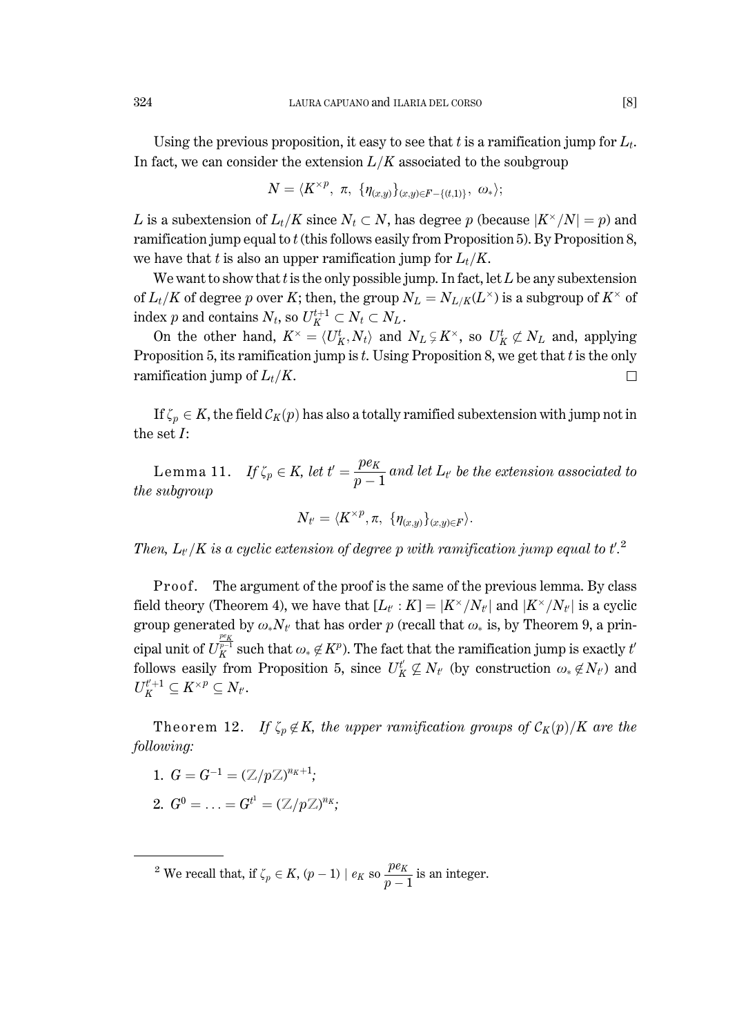Using the previous proposition, it easy to see that $t$ is a ramification jump for $L_t$. In fact, we can consider the extension $L/K$ associated to the soubgroup

$$N = \langle K^{\times p},\ \pi,\ \{\eta_{(x,y)}\}_{(x,y)\in F-\{(t,1)\}},\ \omega_* \rangle;$$

$L$ is a subextension of $L_t/K$ since $N_t \subset N$, has degree $p$ (because $|K^\times/N| = p$) and ramification jump equal to $t$ (this follows easily from Proposition 5). By Proposition 8, we have that $t$ is also an upper ramification jump for $L_t/K$.

We want to show that $t$ is the only possible jump. In fact, let $L$ be any subextension of $L_t/K$ of degree $p$ over $K$; then, the group $N_L = N_{L/K}(L^\times)$ is a subgroup of $K^\times$ of index $p$ and contains $N_t$, so $U_K^{t+1} \subset N_t \subset N_L$.

On the other hand, $K^\times = \langle U_K^t, N_t \rangle$ and $N_L \subsetneq K^\times$, so $U_K^t \not\subset N_L$ and, applying Proposition 5, its ramification jump is $t$. Using Proposition 8, we get that $t$ is the only ramification jump of $L_t/K$. $\square$

If $\zeta_p \in K$, the field $\mathcal{C}_K(p)$ has also a totally ramified subextension with jump not in the set $I$:

Lemma 11. *If $\zeta_p \in K$, let $t' = \dfrac{pe_K}{p-1}$ and let $L_{t'}$ be the extension associated to the subgroup*

$$N_{t'} = \langle K^{\times p}, \pi,\ \{\eta_{(x,y)}\}_{(x,y)\in F} \rangle.$$

*Then, $L_{t'}/K$ is a cyclic extension of degree $p$ with ramification jump equal to $t'$.*[2]

Proof. The argument of the proof is the same of the previous lemma. By class field theory (Theorem 4), we have that $[L_{t'} : K] = |K^\times/N_{t'}|$ and $|K^\times/N_{t'}|$ is a cyclic group generated by $\omega_* N_{t'}$ that has order $p$ (recall that $\omega_*$ is, by Theorem 9, a principal unit of $U_K^{\frac{pe_K}{p-1}}$ such that $\omega_* \notin K^p$). The fact that the ramification jump is exactly $t'$ follows easily from Proposition 5, since $U_K^{t'} \not\subseteq N_{t'}$ (by construction $\omega_* \notin N_{t'}$) and $U_K^{t'+1} \subseteq K^{\times p} \subseteq N_{t'}$.

Theorem 12. *If $\zeta_p \notin K$, the upper ramification groups of $\mathcal{C}_K(p)/K$ are the following:*

1. $G = G^{-1} = (\mathbb{Z}/p\mathbb{Z})^{n_K+1}$;
2. $G^0 = \ldots = G^{t_1} = (\mathbb{Z}/p\mathbb{Z})^{n_K}$;

---

[2] We recall that, if $\zeta_p \in K$, $(p-1) \mid e_K$ so $\dfrac{pe_K}{p-1}$ is an integer.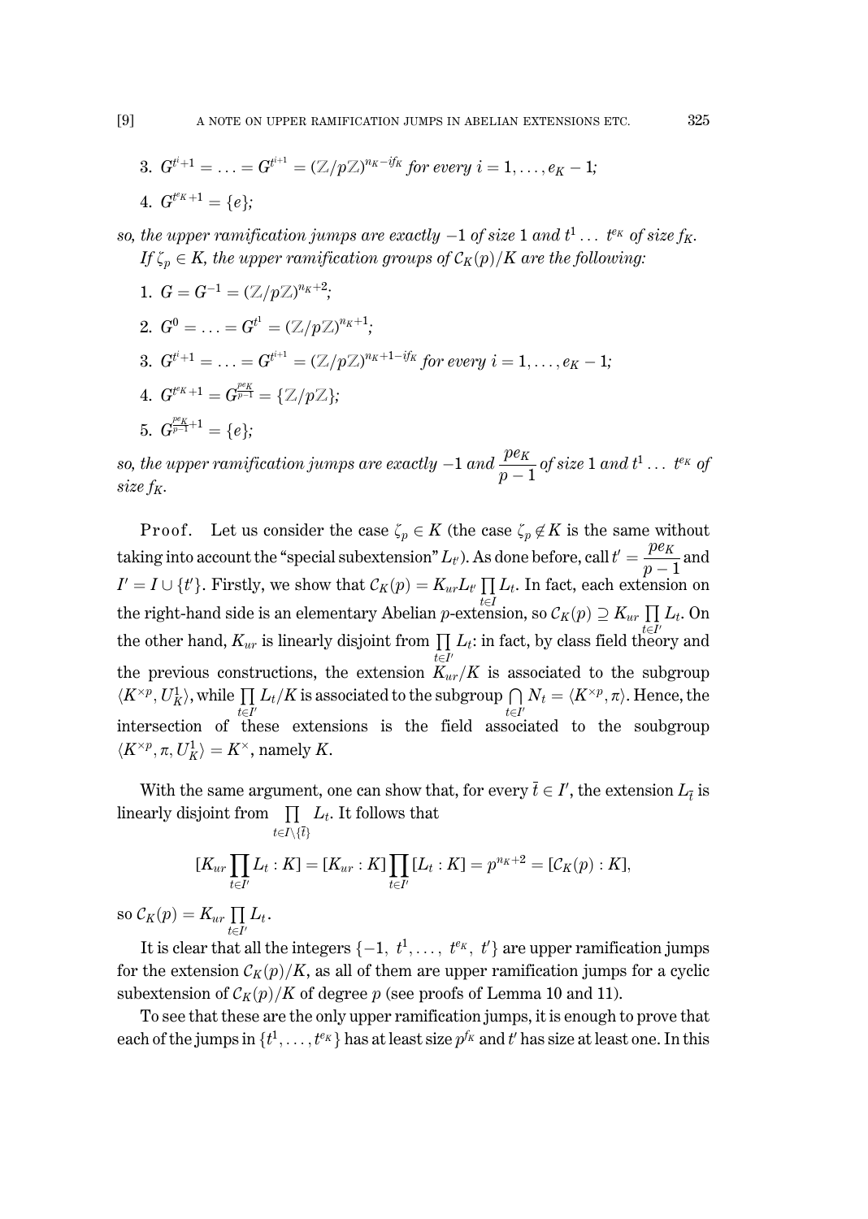3. $G^{t^i+1} = \ldots = G^{t^{i+1}} = (\mathbb{Z}/p\mathbb{Z})^{n_K - if_K}$ *for every* $i = 1, \ldots, e_K - 1$;

4. $G^{t^{e_K}+1} = \{e\}$;

*so, the upper ramification jumps are exactly* $-1$ *of size* 1 *and* $t^1 \ldots\ t^{e_K}$ *of size* $f_K$.

*If* $\zeta_p \in K$, *the upper ramification groups of* $\mathcal{C}_K(p)/K$ *are the following:*

1. $G = G^{-1} = (\mathbb{Z}/p\mathbb{Z})^{n_K+2}$;

2. $G^0 = \ldots = G^{t^1} = (\mathbb{Z}/p\mathbb{Z})^{n_K+1}$;

3. $G^{t^i+1} = \ldots = G^{t^{i+1}} = (\mathbb{Z}/p\mathbb{Z})^{n_K+1-if_K}$ *for every* $i = 1, \ldots, e_K - 1$;

4. $G^{t^{e_K}+1} = G^{\frac{pe_K}{p-1}} = \{\mathbb{Z}/p\mathbb{Z}\}$;

5. $G^{\frac{pe_K}{p-1}+1} = \{e\}$;

*so, the upper ramification jumps are exactly* $-1$ *and* $\dfrac{pe_K}{p-1}$ *of size* 1 *and* $t^1 \ldots\ t^{e_K}$ *of size* $f_K$.

Proof. Let us consider the case $\zeta_p \in K$ (the case $\zeta_p \notin K$ is the same without taking into account the "special subextension" $L_{t'}$). As done before, call $t' = \dfrac{pe_K}{p-1}$ and $I' = I \cup \{t'\}$. Firstly, we show that $\mathcal{C}_K(p) = K_{ur} L_{t'} \prod_{t\in I} L_t$. In fact, each extension on the right-hand side is an elementary Abelian $p$-extension, so $\mathcal{C}_K(p) \supseteq K_{ur} \prod_{t\in I'} L_t$. On the other hand, $K_{ur}$ is linearly disjoint from $\prod_{t\in I'} L_t$: in fact, by class field theory and the previous constructions, the extension $K_{ur}/K$ is associated to the subgroup $\langle K^{\times p}, U_K^1\rangle$, while $\prod_{t\in I'} L_t/K$ is associated to the subgroup $\bigcap_{t\in I'} N_t = \langle K^{\times p}, \pi\rangle$. Hence, the intersection of these extensions is the field associated to the soubgroup $\langle K^{\times p}, \pi, U_K^1\rangle = K^\times$, namely $K$.

With the same argument, one can show that, for every $\bar{t} \in I'$, the extension $L_{\bar{t}}$ is linearly disjoint from $\prod_{t\in I\setminus\{\bar{t}\}} L_t$. It follows that

$$[K_{ur} \prod_{t\in I'} L_t : K] = [K_{ur} : K] \prod_{t\in I'} [L_t : K] = p^{n_K+2} = [\mathcal{C}_K(p) : K],$$

so $\mathcal{C}_K(p) = K_{ur} \prod_{t\in I'} L_t$.

It is clear that all the integers $\{-1,\ t^1, \ldots,\ t^{e_K},\ t'\}$ are upper ramification jumps for the extension $\mathcal{C}_K(p)/K$, as all of them are upper ramification jumps for a cyclic subextension of $\mathcal{C}_K(p)/K$ of degree $p$ (see proofs of Lemma 10 and 11).

To see that these are the only upper ramification jumps, it is enough to prove that each of the jumps in $\{t^1, \ldots, t^{e_K}\}$ has at least size $p^{f_K}$ and $t'$ has size at least one. In this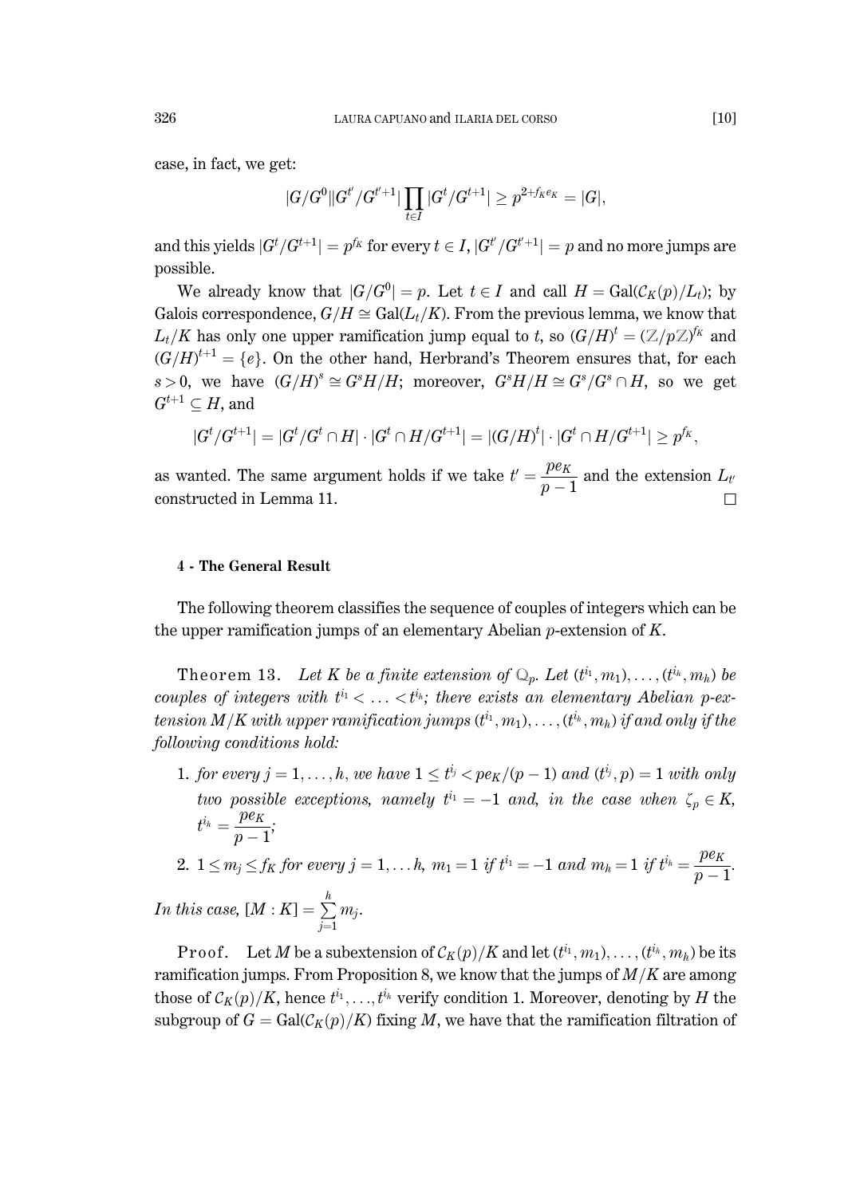case, in fact, we get:

$$|G/G^0||G^{t'}/G^{t'+1}|\prod_{t\in I}|G^t/G^{t+1}| \geq p^{2+f_Ke_K} = |G|,$$

and this yields $|G^t/G^{t+1}| = p^{f_K}$ for every $t \in I$, $|G^{t'}/G^{t'+1}| = p$ and no more jumps are possible.

We already know that $|G/G^0| = p$. Let $t \in I$ and call $H = \mathrm{Gal}(\mathcal{C}_K(p)/L_t)$; by Galois correspondence, $G/H \cong \mathrm{Gal}(L_t/K)$. From the previous lemma, we know that $L_t/K$ has only one upper ramification jump equal to $t$, so $(G/H)^t = (\mathbb{Z}/p\mathbb{Z})^{f_K}$ and $(G/H)^{t+1} = \{e\}$. On the other hand, Herbrand's Theorem ensures that, for each $s > 0$, we have $(G/H)^s \cong G^sH/H$; moreover, $G^sH/H \cong G^s/G^s \cap H$, so we get $G^{t+1} \subseteq H$, and

$$|G^t/G^{t+1}| = |G^t/G^t \cap H| \cdot |G^t \cap H/G^{t+1}| = |(G/H)^t| \cdot |G^t \cap H/G^{t+1}| \geq p^{f_K},$$

as wanted. The same argument holds if we take $t' = \dfrac{pe_K}{p-1}$ and the extension $L_{t'}$ constructed in Lemma 11. $\square$

#### 4 - The General Result

The following theorem classifies the sequence of couples of integers which can be the upper ramification jumps of an elementary Abelian $p$-extension of $K$.

**Theorem 13.** *Let $K$ be a finite extension of $\mathbb{Q}_p$. Let $(t^{i_1}, m_1), \ldots, (t^{i_h}, m_h)$ be couples of integers with $t^{i_1} < \ldots < t^{i_h}$; there exists an elementary Abelian $p$-extension $M/K$ with upper ramification jumps $(t^{i_1}, m_1), \ldots, (t^{i_h}, m_h)$ if and only if the following conditions hold:*

1. *for every $j = 1, \ldots, h$, we have $1 \leq t^{i_j} < pe_K/(p-1)$ and $(t^{i_j}, p) = 1$ with only two possible exceptions, namely $t^{i_1} = -1$ and, in the case when $\zeta_p \in K$, $t^{i_h} = \dfrac{pe_K}{p-1}$;*
2. *$1 \leq m_j \leq f_K$ for every $j = 1, \ldots h$, $m_1 = 1$ if $t^{i_1} = -1$ and $m_h = 1$ if $t^{i_h} = \dfrac{pe_K}{p-1}$.*

*In this case, $[M : K] = \sum_{j=1}^{h} m_j$.*

**Proof.** Let $M$ be a subextension of $\mathcal{C}_K(p)/K$ and let $(t^{i_1}, m_1), \ldots, (t^{i_h}, m_h)$ be its ramification jumps. From Proposition 8, we know that the jumps of $M/K$ are among those of $\mathcal{C}_K(p)/K$, hence $t^{i_1}, \ldots, t^{i_h}$ verify condition 1. Moreover, denoting by $H$ the subgroup of $G = \mathrm{Gal}(\mathcal{C}_K(p)/K)$ fixing $M$, we have that the ramification filtration of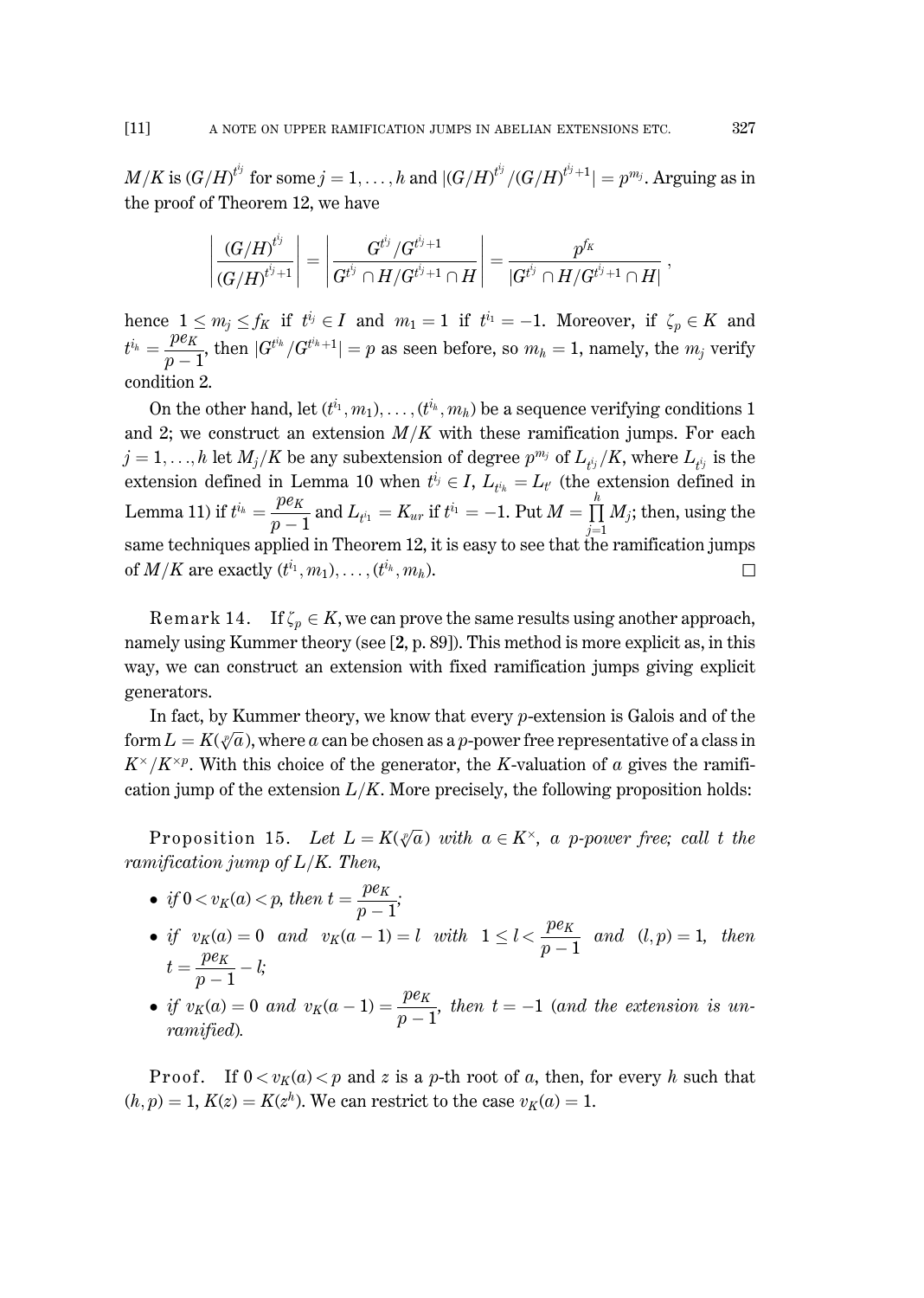$M/K$ is $(G/H)^{t^{i_j}}$ for some $j = 1, \ldots, h$ and $|(G/H)^{t^{i_j}}/(G/H)^{t^{i_j}+1}| = p^{m_j}$. Arguing as in the proof of Theorem 12, we have

$$\left|\frac{(G/H)^{t^{i_j}}}{(G/H)^{t^{i_j}+1}}\right| = \left|\frac{G^{t^{i_j}}/G^{t^{i_j}+1}}{G^{t^{i_j}} \cap H/G^{t^{i_j}+1} \cap H}\right| = \frac{p^{f_K}}{|G^{t^{i_j}} \cap H/G^{t^{i_j}+1} \cap H|},$$

hence $1 \leq m_j \leq f_K$ if $t^{i_j} \in I$ and $m_1 = 1$ if $t^{i_1} = -1$. Moreover, if $\zeta_p \in K$ and $t^{i_h} = \dfrac{pe_K}{p-1}$, then $|G^{t^{i_h}}/G^{t^{i_h}+1}| = p$ as seen before, so $m_h = 1$, namely, the $m_j$ verify condition 2.

On the other hand, let $(t^{i_1}, m_1), \ldots, (t^{i_h}, m_h)$ be a sequence verifying conditions 1 and 2; we construct an extension $M/K$ with these ramification jumps. For each $j = 1, \ldots, h$ let $M_j/K$ be any subextension of degree $p^{m_j}$ of $L_{t^{i_j}}/K$, where $L_{t^{i_j}}$ is the extension defined in Lemma 10 when $t^{i_j} \in I$, $L_{t^{i_h}} = L_{t'}$ (the extension defined in Lemma 11) if $t^{i_h} = \dfrac{pe_K}{p-1}$ and $L_{t^{i_1}} = K_{ur}$ if $t^{i_1} = -1$. Put $M = \prod_{j=1}^{h} M_j$; then, using the same techniques applied in Theorem 12, it is easy to see that the ramification jumps of $M/K$ are exactly $(t^{i_1}, m_1), \ldots, (t^{i_h}, m_h)$. □

Remark 14. If $\zeta_p \in K$, we can prove the same results using another approach, namely using Kummer theory (see [**2**, p. 89]). This method is more explicit as, in this way, we can construct an extension with fixed ramification jumps giving explicit generators.

In fact, by Kummer theory, we know that every $p$-extension is Galois and of the form $L = K(\sqrt[p]{a})$, where $a$ can be chosen as a $p$-power free representative of a class in $K^\times/K^{\times p}$. With this choice of the generator, the $K$-valuation of $a$ gives the ramification jump of the extension $L/K$. More precisely, the following proposition holds:

Proposition 15. *Let $L = K(\sqrt[p]{a})$ with $a \in K^\times$, a $p$-power free; call $t$ the ramification jump of $L/K$. Then,*

- *if $0 < v_K(a) < p$, then $t = \dfrac{pe_K}{p-1}$;*
- *if $v_K(a) = 0$ and $v_K(a-1) = l$ with $1 \leq l < \dfrac{pe_K}{p-1}$ and $(l,p) = 1$, then $t = \dfrac{pe_K}{p-1} - l$;*
- *if $v_K(a) = 0$ and $v_K(a-1) = \dfrac{pe_K}{p-1}$, then $t = -1$ (and the extension is unramified).*

Proof. If $0 < v_K(a) < p$ and $z$ is a $p$-th root of $a$, then, for every $h$ such that $(h,p) = 1$, $K(z) = K(z^h)$. We can restrict to the case $v_K(a) = 1$.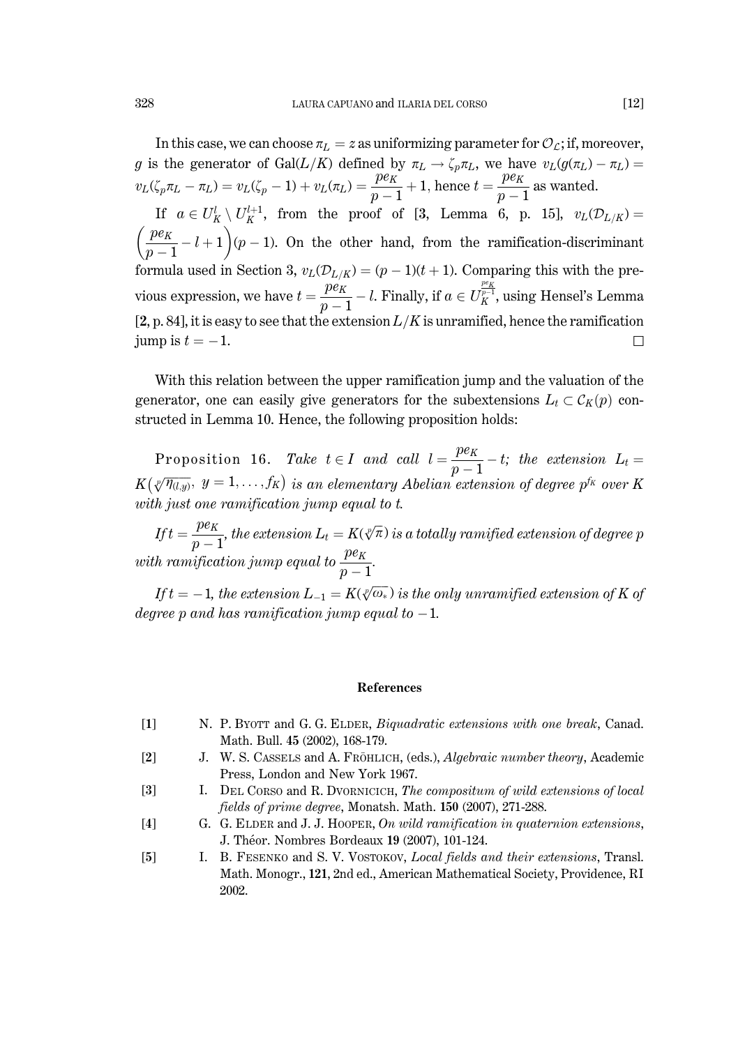In this case, we can choose $\pi_L = z$ as uniformizing parameter for $\mathcal{O}_{\mathcal{L}}$; if, moreover, $g$ is the generator of $\mathrm{Gal}(L/K)$ defined by $\pi_L \to \zeta_p \pi_L$, we have $v_L(g(\pi_L) - \pi_L) = v_L(\zeta_p \pi_L - \pi_L) = v_L(\zeta_p - 1) + v_L(\pi_L) = \dfrac{pe_K}{p-1} + 1$, hence $t = \dfrac{pe_K}{p-1}$ as wanted.

If $a \in U_K^l \setminus U_K^{l+1}$, from the proof of [**3**, Lemma 6, p. 15], $v_L(\mathcal{D}_{L/K}) = \left(\dfrac{pe_K}{p-1} - l + 1\right)(p-1)$. On the other hand, from the ramification-discriminant formula used in Section 3, $v_L(\mathcal{D}_{L/K}) = (p-1)(t+1)$. Comparing this with the previous expression, we have $t = \dfrac{pe_K}{p-1} - l$. Finally, if $a \in U_K^{\frac{pe_K}{p-1}}$, using Hensel's Lemma [**2**, p. 84], it is easy to see that the extension $L/K$ is unramified, hence the ramification jump is $t = -1$. □

With this relation between the upper ramification jump and the valuation of the generator, one can easily give generators for the subextensions $L_t \subset \mathcal{C}_K(p)$ constructed in Lemma 10. Hence, the following proposition holds:

Proposition 16. *Take $t \in I$ and call $l = \dfrac{pe_K}{p-1} - t$; the extension $L_t = K\big(\sqrt[p]{\eta_{(l,y)}},\ y = 1, \ldots, f_K\big)$ is an elementary Abelian extension of degree $p^{f_K}$ over $K$ with just one ramification jump equal to $t$.*

*If $t = \dfrac{pe_K}{p-1}$, the extension $L_t = K(\sqrt[p]{\pi})$ is a totally ramified extension of degree $p$ with ramification jump equal to $\dfrac{pe_K}{p-1}$.*

*If $t = -1$, the extension $L_{-1} = K(\sqrt[p]{\omega_*})$ is the only unramified extension of $K$ of degree $p$ and has ramification jump equal to $-1$.*

## References

[**1**] N. P. Byott and G. G. Elder, *Biquadratic extensions with one break*, Canad. Math. Bull. **45** (2002), 168-179.

[**2**] J. W. S. Cassels and A. Fröhlich, (eds.), *Algebraic number theory*, Academic Press, London and New York 1967.

[**3**] I. Del Corso and R. Dvornicich, *The compositum of wild extensions of local fields of prime degree*, Monatsh. Math. **150** (2007), 271-288.

[**4**] G. G. Elder and J. J. Hooper, *On wild ramification in quaternion extensions*, J. Théor. Nombres Bordeaux **19** (2007), 101-124.

[**5**] I. B. Fesenko and S. V. Vostokov, *Local fields and their extensions*, Transl. Math. Monogr., **121**, 2nd ed., American Mathematical Society, Providence, RI 2002.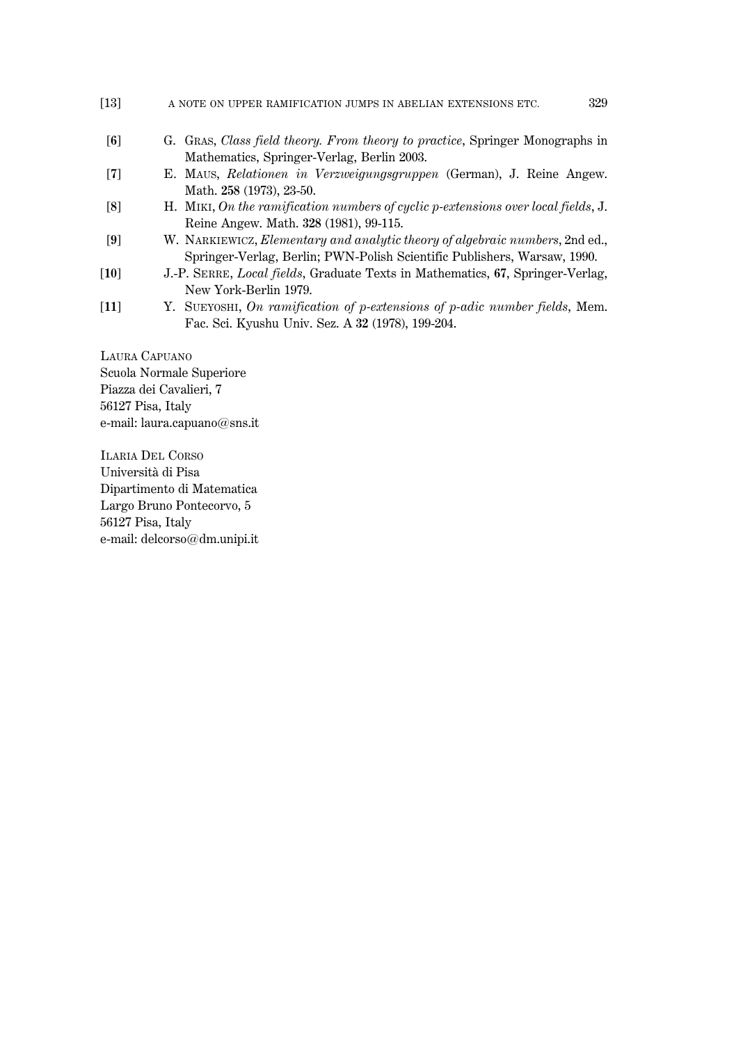[6] G. Gras, *Class field theory. From theory to practice*, Springer Monographs in Mathematics, Springer-Verlag, Berlin 2003.

[7] E. Maus, *Relationen in Verzweigungsgruppen* (German), J. Reine Angew. Math. **258** (1973), 23-50.

[8] H. Miki, *On the ramification numbers of cyclic p-extensions over local fields*, J. Reine Angew. Math. **328** (1981), 99-115.

[9] W. Narkiewicz, *Elementary and analytic theory of algebraic numbers*, 2nd ed., Springer-Verlag, Berlin; PWN-Polish Scientific Publishers, Warsaw, 1990.

[10] J.-P. Serre, *Local fields*, Graduate Texts in Mathematics, **67**, Springer-Verlag, New York-Berlin 1979.

[11] Y. Sueyoshi, *On ramification of p-extensions of p-adic number fields*, Mem. Fac. Sci. Kyushu Univ. Sez. A **32** (1978), 199-204.

Laura Capuano
Scuola Normale Superiore
Piazza dei Cavalieri, 7
56127 Pisa, Italy
e-mail: laura.capuano@sns.it

Ilaria Del Corso
Università di Pisa
Dipartimento di Matematica
Largo Bruno Pontecorvo, 5
56127 Pisa, Italy
e-mail: delcorso@dm.unipi.it